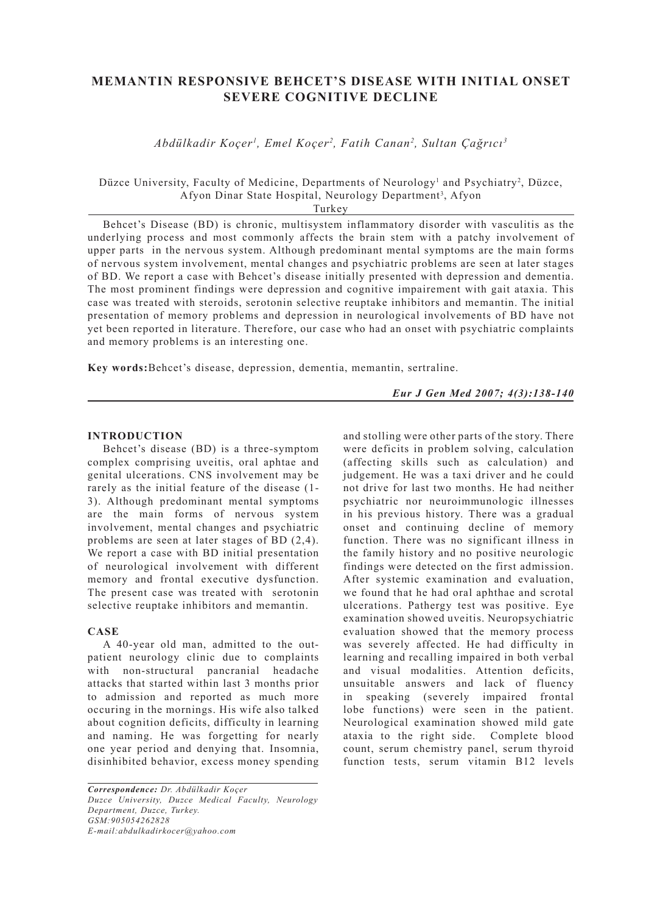# MEMANTIN RESPONSIVE BEHCET'S DISEASE WITH INITIAL ONSET SEVERE COGNITIVE DECLINE

*Abdülkadir Koçer[1], Emel Koçer[2], Fatih Canan[2], Sultan Çağrıcı[3]*

Düzce University, Faculty of Medicine, Departments of Neurology[1] and Psychiatry[2], Düzce, Afyon Dinar State Hospital, Neurology Department[3], Afyon Turkey

Behcet's Disease (BD) is chronic, multisystem inflammatory disorder with vasculitis as the underlying process and most commonly affects the brain stem with a patchy involvement of upper parts in the nervous system. Although predominant mental symptoms are the main forms of nervous system involvement, mental changes and psychiatric problems are seen at later stages of BD. We report a case with Behcet's disease initially presented with depression and dementia. The most prominent findings were depression and cognitive impairement with gait ataxia. This case was treated with steroids, serotonin selective reuptake inhibitors and memantin. The initial presentation of memory problems and depression in neurological involvements of BD have not yet been reported in literature. Therefore, our case who had an onset with psychiatric complaints and memory problems is an interesting one.

**Key words:** Behcet's disease, depression, dementia, memantin, sertraline.

## INTRODUCTION

Behcet's disease (BD) is a three-symptom complex comprising uveitis, oral aphtae and genital ulcerations. CNS involvement may be rarely as the initial feature of the disease (1-3). Although predominant mental symptoms are the main forms of nervous system involvement, mental changes and psychiatric problems are seen at later stages of BD (2,4). We report a case with BD initial presentation of neurological involvement with different memory and frontal executive dysfunction. The present case was treated with serotonin selective reuptake inhibitors and memantin.

## CASE

A 40-year old man, admitted to the outpatient neurology clinic due to complaints with non-structural pancranial headache attacks that started within last 3 months prior to admission and reported as much more occuring in the mornings. His wife also talked about cognition deficits, difficulty in learning and naming. He was forgetting for nearly one year period and denying that. Insomnia, disinhibited behavior, excess money spending and stolling were other parts of the story. There were deficits in problem solving, calculation (affecting skills such as calculation) and judgement. He was a taxi driver and he could not drive for last two months. He had neither psychiatric nor neuroimmunologic illnesses in his previous history. There was a gradual onset and continuing decline of memory function. There was no significant illness in the family history and no positive neurologic findings were detected on the first admission. After systemic examination and evaluation, we found that he had oral aphthae and scrotal ulcerations. Pathergy test was positive. Eye examination showed uveitis. Neuropsychiatric evaluation showed that the memory process was severely affected. He had difficulty in learning and recalling impaired in both verbal and visual modalities. Attention deficits, unsuitable answers and lack of fluency in speaking (severely impaired frontal lobe functions) were seen in the patient. Neurological examination showed mild gate ataxia to the right side. Complete blood count, serum chemistry panel, serum thyroid function tests, serum vitamin B12 levels

*Correspondence: Dr. Abdülkadir Koçer*
*Duzce University, Duzce Medical Faculty, Neurology Department, Duzce, Turkey.*
*GSM:905054262828*
*E-mail:abdulkadirkocer@yahoo.com*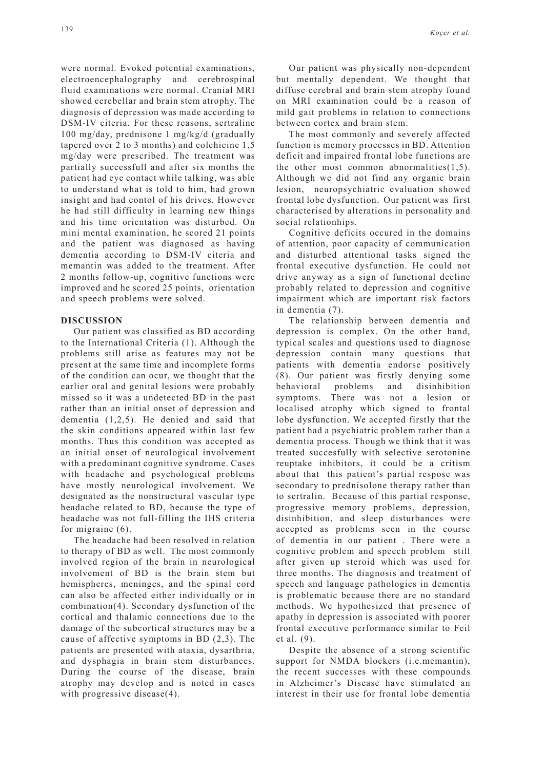were normal. Evoked potential examinations, electroencephalography and cerebrospinal fluid examinations were normal. Cranial MRI showed cerebellar and brain stem atrophy. The diagnosis of depression was made according to DSM-IV citeria. For these reasons, sertraline 100 mg/day, prednisone 1 mg/kg/d (gradually tapered over 2 to 3 months) and colchicine 1,5 mg/day were prescribed. The treatment was partially successfull and after six months the patient had eye contact while talking, was able to understand what is told to him, had grown insight and had contol of his drives. However he had still difficulty in learning new things and his time orientation was disturbed. On mini mental examination, he scored 21 points and the patient was diagnosed as having dementia according to DSM-IV citeria and memantin was added to the treatment. After 2 months follow-up, cognitive functions were improved and he scored 25 points, orientation and speech problems were solved.

## DISCUSSION

Our patient was classified as BD according to the International Criteria (1). Although the problems still arise as features may not be present at the same time and incomplete forms of the condition can ocur, we thought that the earlier oral and genital lesions were probably missed so it was a undetected BD in the past rather than an initial onset of depression and dementia (1,2,5). He denied and said that the skin conditions appeared within last few months. Thus this condition was accepted as an initial onset of neurological involvement with a predominant cognitive syndrome. Cases with headache and psychological problems have mostly neurological involvement. We designated as the nonstructural vascular type headache related to BD, because the type of headache was not full-filling the IHS criteria for migraine (6).

The headache had been resolved in relation to therapy of BD as well. The most commonly involved region of the brain in neurological involvement of BD is the brain stem but hemispheres, meninges, and the spinal cord can also be affected either individually or in combination(4). Secondary dysfunction of the cortical and thalamic connections due to the damage of the subcortical structures may be a cause of affective symptoms in BD (2,3). The patients are presented with ataxia, dysarthria, and dysphagia in brain stem disturbances. During the course of the disease, brain atrophy may develop and is noted in cases with progressive disease(4).

Our patient was physically non-dependent but mentally dependent. We thought that diffuse cerebral and brain stem atrophy found on MRI examination could be a reason of mild gait problems in relation to connections between cortex and brain stem.

The most commonly and severely affected function is memory processes in BD. Attention deficit and impaired frontal lobe functions are the other most common abnormalities(1,5). Although we did not find any organic brain lesion, neuropsychiatric evaluation showed frontal lobe dysfunction. Our patient was first characterised by alterations in personality and social relationhips.

Cognitive deficits occured in the domains of attention, poor capacity of communication and disturbed attentional tasks signed the frontal executive dysfunction. He could not drive anyway as a sign of functional decline probably related to depression and cognitive impairment which are important risk factors in dementia (7).

The relationship between dementia and depression is complex. On the other hand, typical scales and questions used to diagnose depression contain many questions that patients with dementia endorse positively (8). Our patient was firstly denying some behavioral problems and disinhibition symptoms. There was not a lesion or localised atrophy which signed to frontal lobe dysfunction. We accepted firstly that the patient had a psychiatric problem rather than a dementia process. Though we think that it was treated succesfully with selective serotonine reuptake inhibitors, it could be a critism about that this patient's partial respose was secondary to prednisolone therapy rather than to sertralin. Because of this partial response, progressive memory problems, depression, disinhibition, and sleep disturbances were accepted as problems seen in the course of dementia in our patient . There were a cognitive problem and speech problem still after given up steroid which was used for three months. The diagnosis and treatment of speech and language pathologies in dementia is problematic because there are no standard methods. We hypothesized that presence of apathy in depression is associated with poorer frontal executive performance similar to Feil et al. (9).

Despite the absence of a strong scientific support for NMDA blockers (i.e.memantin), the recent successes with these compounds in Alzheimer's Disease have stimulated an interest in their use for frontal lobe dementia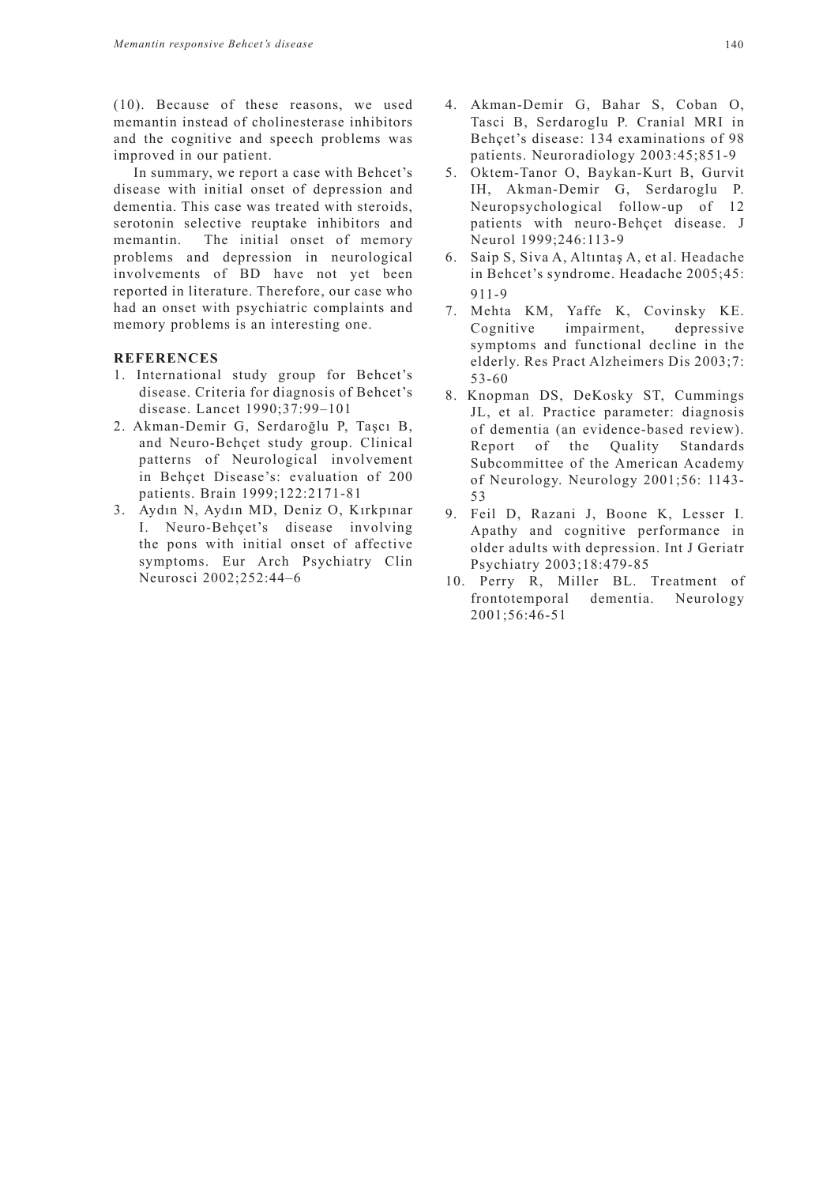(10). Because of these reasons, we used memantin instead of cholinesterase inhibitors and the cognitive and speech problems was improved in our patient.

In summary, we report a case with Behcet's disease with initial onset of depression and dementia. This case was treated with steroids, serotonin selective reuptake inhibitors and memantin. The initial onset of memory problems and depression in neurological involvements of BD have not yet been reported in literature. Therefore, our case who had an onset with psychiatric complaints and memory problems is an interesting one.

## REFERENCES

1. International study group for Behcet's disease. Criteria for diagnosis of Behcet's disease. Lancet 1990;37:99–101
2. Akman-Demir G, Serdaroğlu P, Taşcı B, and Neuro-Behçet study group. Clinical patterns of Neurological involvement in Behçet Disease's: evaluation of 200 patients. Brain 1999;122:2171-81
3. Aydın N, Aydın MD, Deniz O, Kırkpınar I. Neuro-Behçet's disease involving the pons with initial onset of affective symptoms. Eur Arch Psychiatry Clin Neurosci 2002;252:44–6
4. Akman-Demir G, Bahar S, Coban O, Tasci B, Serdaroglu P. Cranial MRI in Behçet's disease: 134 examinations of 98 patients. Neuroradiology 2003:45;851-9
5. Oktem-Tanor O, Baykan-Kurt B, Gurvit IH, Akman-Demir G, Serdaroglu P. Neuropsychological follow-up of 12 patients with neuro-Behçet disease. J Neurol 1999;246:113-9
6. Saip S, Siva A, Altıntaş A, et al. Headache in Behcet's syndrome. Headache 2005;45: 911-9
7. Mehta KM, Yaffe K, Covinsky KE. Cognitive impairment, depressive symptoms and functional decline in the elderly. Res Pract Alzheimers Dis 2003;7: 53-60
8. Knopman DS, DeKosky ST, Cummings JL, et al. Practice parameter: diagnosis of dementia (an evidence-based review). Report of the Quality Standards Subcommittee of the American Academy of Neurology. Neurology 2001;56: 1143-53
9. Feil D, Razani J, Boone K, Lesser I. Apathy and cognitive performance in older adults with depression. Int J Geriatr Psychiatry 2003;18:479-85
10. Perry R, Miller BL. Treatment of frontotemporal dementia. Neurology 2001;56:46-51